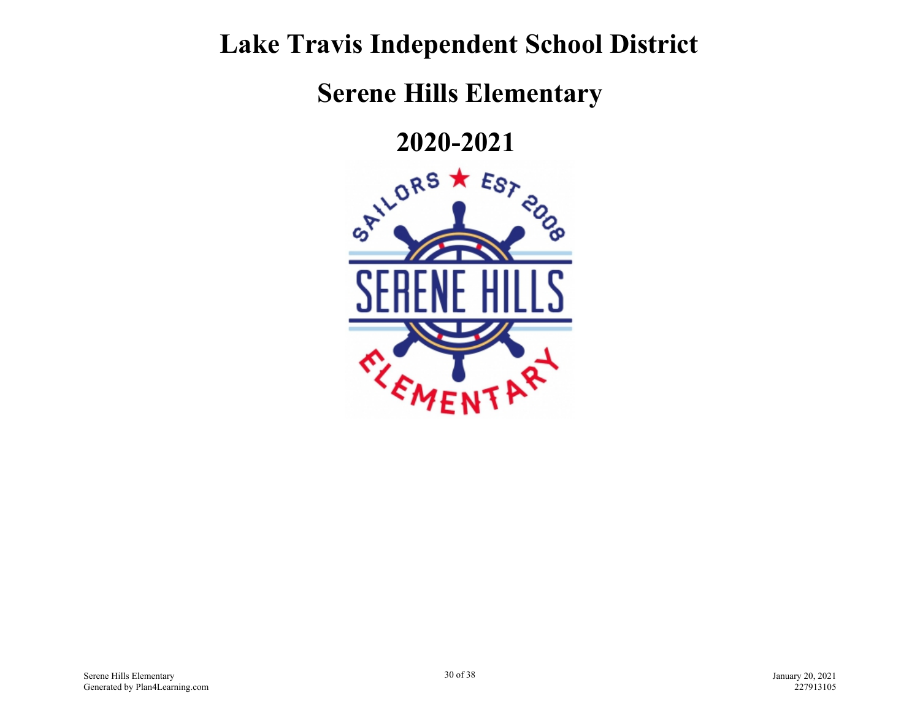# Lake Travis Independent School District

# Serene Hills Elementary

# 2020-2021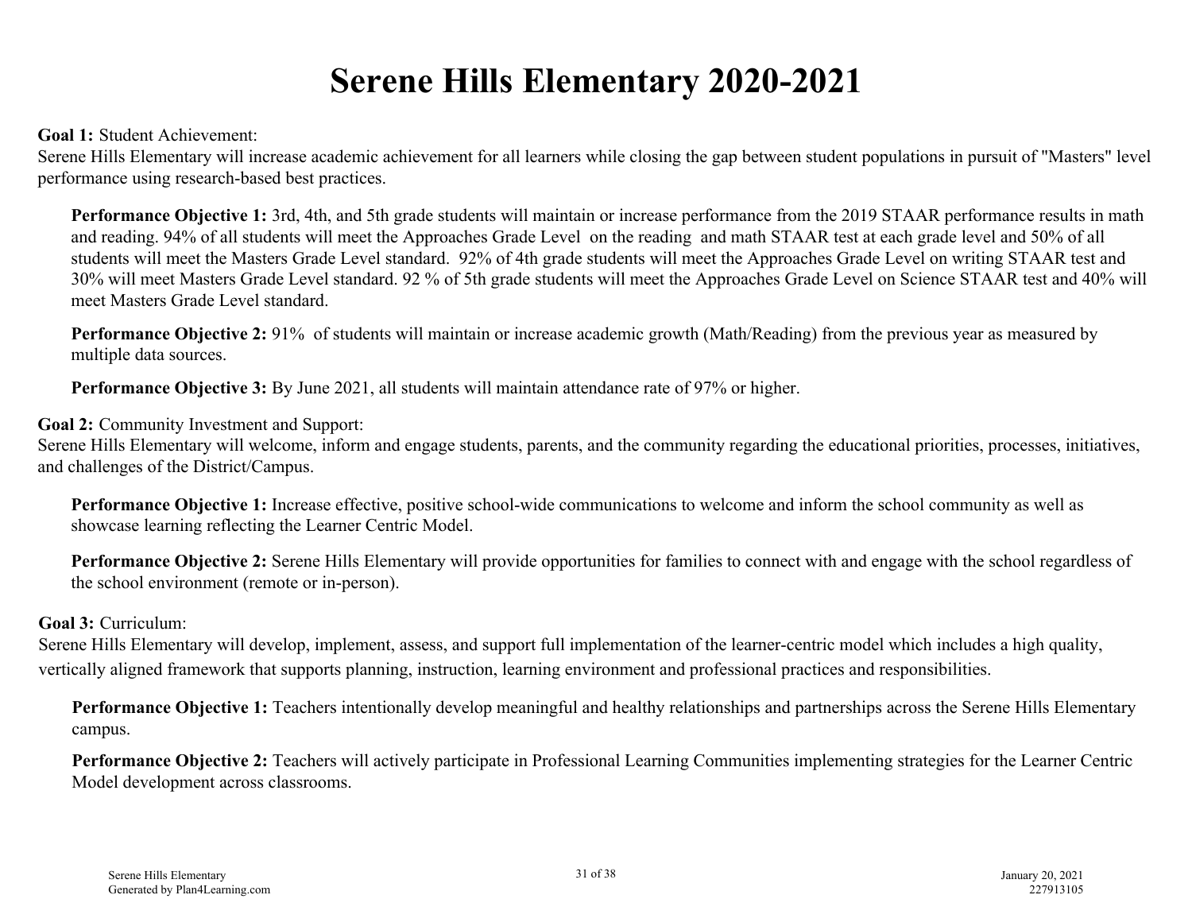# Serene Hills Elementary 2020-2021

**Goal 1:** Student Achievement:
Serene Hills Elementary will increase academic achievement for all learners while closing the gap between student populations in pursuit of "Masters" level performance using research-based best practices.

**Performance Objective 1:** 3rd, 4th, and 5th grade students will maintain or increase performance from the 2019 STAAR performance results in math and reading. 94% of all students will meet the Approaches Grade Level on the reading and math STAAR test at each grade level and 50% of all students will meet the Masters Grade Level standard. 92% of 4th grade students will meet the Approaches Grade Level on writing STAAR test and 30% will meet Masters Grade Level standard. 92 % of 5th grade students will meet the Approaches Grade Level on Science STAAR test and 40% will meet Masters Grade Level standard.

**Performance Objective 2:** 91% of students will maintain or increase academic growth (Math/Reading) from the previous year as measured by multiple data sources.

**Performance Objective 3:** By June 2021, all students will maintain attendance rate of 97% or higher.

**Goal 2:** Community Investment and Support:
Serene Hills Elementary will welcome, inform and engage students, parents, and the community regarding the educational priorities, processes, initiatives, and challenges of the District/Campus.

**Performance Objective 1:** Increase effective, positive school-wide communications to welcome and inform the school community as well as showcase learning reflecting the Learner Centric Model.

**Performance Objective 2:** Serene Hills Elementary will provide opportunities for families to connect with and engage with the school regardless of the school environment (remote or in-person).

**Goal 3:** Curriculum:
Serene Hills Elementary will develop, implement, assess, and support full implementation of the learner-centric model which includes a high quality, vertically aligned framework that supports planning, instruction, learning environment and professional practices and responsibilities.

**Performance Objective 1:** Teachers intentionally develop meaningful and healthy relationships and partnerships across the Serene Hills Elementary campus.

**Performance Objective 2:** Teachers will actively participate in Professional Learning Communities implementing strategies for the Learner Centric Model development across classrooms.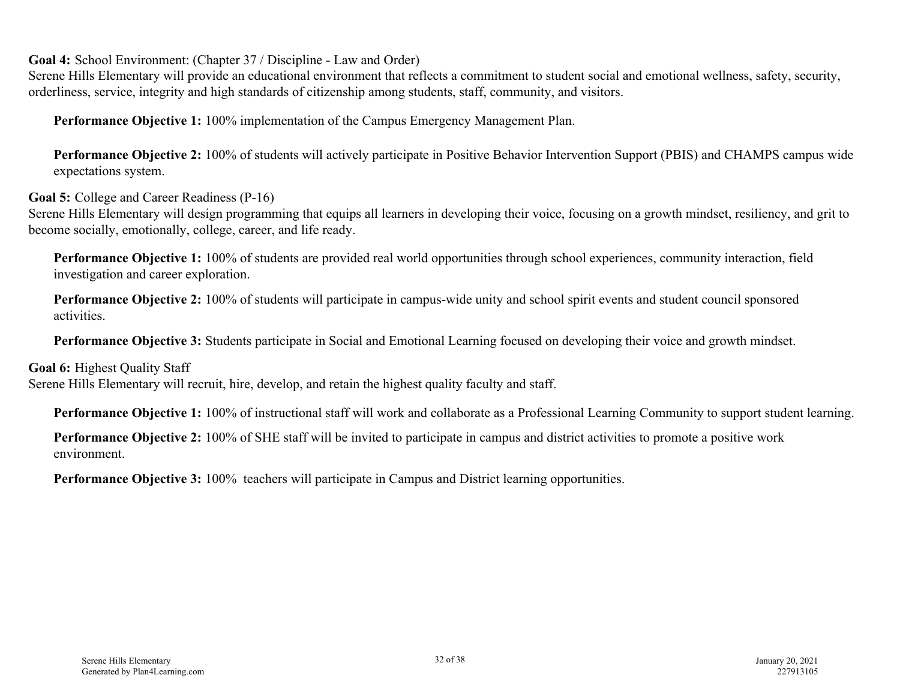**Goal 4:** School Environment: (Chapter 37 / Discipline - Law and Order)
Serene Hills Elementary will provide an educational environment that reflects a commitment to student social and emotional wellness, safety, security, orderliness, service, integrity and high standards of citizenship among students, staff, community, and visitors.

**Performance Objective 1:** 100% implementation of the Campus Emergency Management Plan.

**Performance Objective 2:** 100% of students will actively participate in Positive Behavior Intervention Support (PBIS) and CHAMPS campus wide expectations system.

**Goal 5:** College and Career Readiness (P-16)
Serene Hills Elementary will design programming that equips all learners in developing their voice, focusing on a growth mindset, resiliency, and grit to become socially, emotionally, college, career, and life ready.

**Performance Objective 1:** 100% of students are provided real world opportunities through school experiences, community interaction, field investigation and career exploration.

**Performance Objective 2:** 100% of students will participate in campus-wide unity and school spirit events and student council sponsored activities.

**Performance Objective 3:** Students participate in Social and Emotional Learning focused on developing their voice and growth mindset.

**Goal 6:** Highest Quality Staff
Serene Hills Elementary will recruit, hire, develop, and retain the highest quality faculty and staff.

**Performance Objective 1:** 100% of instructional staff will work and collaborate as a Professional Learning Community to support student learning.

**Performance Objective 2:** 100% of SHE staff will be invited to participate in campus and district activities to promote a positive work environment.

**Performance Objective 3:** 100% teachers will participate in Campus and District learning opportunities.